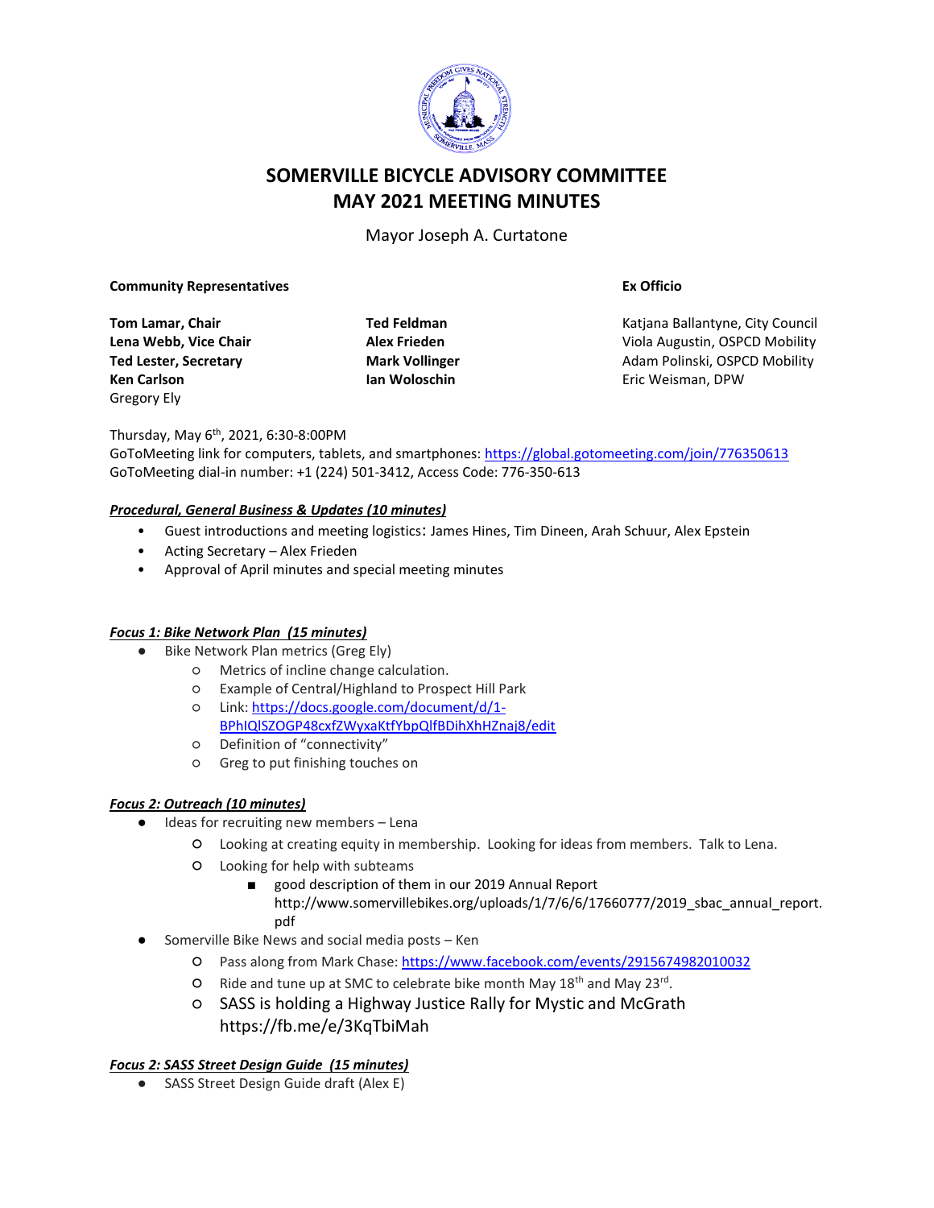# SOMERVILLE BICYCLE ADVISORY COMMITTEE
# MAY 2021 MEETING MINUTES

Mayor Joseph A. Curtatone

**Community Representatives**

**Tom Lamar, Chair**
**Lena Webb, Vice Chair**
**Ted Lester, Secretary**
**Ken Carlson**
Gregory Ely
**Ted Feldman**
**Alex Frieden**
**Mark Vollinger**
**Ian Woloschin**

**Ex Officio**

Katjana Ballantyne, City Council
Viola Augustin, OSPCD Mobility
Adam Polinski, OSPCD Mobility
Eric Weisman, DPW

Thursday, May 6th, 2021, 6:30-8:00PM
GoToMeeting link for computers, tablets, and smartphones: https://global.gotomeeting.com/join/776350613
GoToMeeting dial-in number: +1 (224) 501-3412, Access Code: 776-350-613

***Procedural, General Business & Updates (10 minutes)***

- Guest introductions and meeting logistics: James Hines, Tim Dineen, Arah Schuur, Alex Epstein
- Acting Secretary – Alex Frieden
- Approval of April minutes and special meeting minutes

***Focus 1: Bike Network Plan (15 minutes)***

- Bike Network Plan metrics (Greg Ely)
  - Metrics of incline change calculation.
  - Example of Central/Highland to Prospect Hill Park
  - Link: https://docs.google.com/document/d/1-BPhIQlSZOGP48cxfZWyxaKtfYbpQlfBDihXhHZnaj8/edit
  - Definition of "connectivity"
  - Greg to put finishing touches on

***Focus 2: Outreach (10 minutes)***

- Ideas for recruiting new members – Lena
  - Looking at creating equity in membership. Looking for ideas from members. Talk to Lena.
  - Looking for help with subteams
    - good description of them in our 2019 Annual Report http://www.somervillebikes.org/uploads/1/7/6/6/17660777/2019_sbac_annual_report.pdf
- Somerville Bike News and social media posts – Ken
  - Pass along from Mark Chase: https://www.facebook.com/events/2915674982010032
  - Ride and tune up at SMC to celebrate bike month May 18th and May 23rd.
  - SASS is holding a Highway Justice Rally for Mystic and McGrath https://fb.me/e/3KqTbiMah

***Focus 2: SASS Street Design Guide (15 minutes)***

- SASS Street Design Guide draft (Alex E)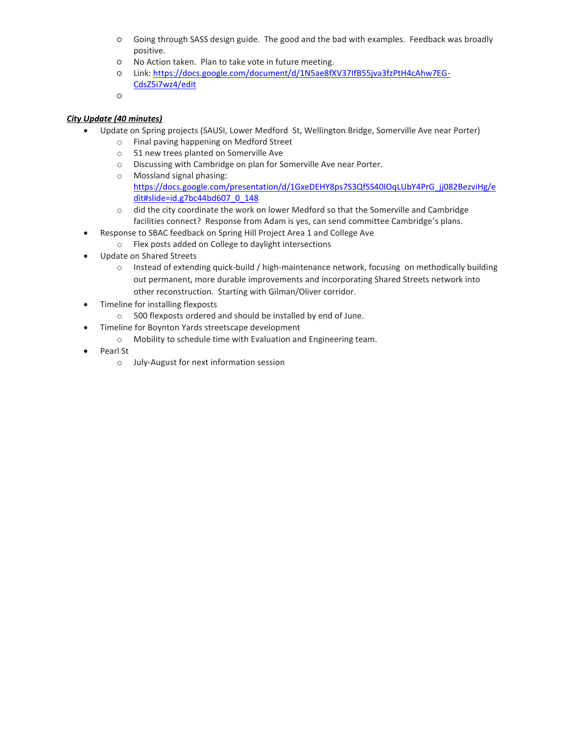- Going through SASS design guide. The good and the bad with examples. Feedback was broadly positive.
    - No Action taken. Plan to take vote in future meeting.
    - Link: https://docs.google.com/document/d/1N5ae8fXV37IfB55jva3fzPtH4cAhw7EG-CdsZ5i7wz4/edit
    -

***City Update (40 minutes)***

- Update on Spring projects (SAUSI, Lower Medford St, Wellington Bridge, Somerville Ave near Porter)
    - Final paving happening on Medford Street
    - 51 new trees planted on Somerville Ave
    - Discussing with Cambridge on plan for Somerville Ave near Porter.
    - Mossland signal phasing: https://docs.google.com/presentation/d/1GxeDEHY8ps7S3QfSS40IOqLUbY4PrG_jj082BezviHg/edit#slide=id.g7bc44bd607_0_148
    - did the city coordinate the work on lower Medford so that the Somerville and Cambridge facilities connect? Response from Adam is yes, can send committee Cambridge's plans.
- Response to SBAC feedback on Spring Hill Project Area 1 and College Ave
    - Flex posts added on College to daylight intersections
- Update on Shared Streets
    - Instead of extending quick-build / high-maintenance network, focusing on methodically building out permanent, more durable improvements and incorporating Shared Streets network into other reconstruction. Starting with Gilman/Oliver corridor.
- Timeline for installing flexposts
    - 500 flexposts ordered and should be installed by end of June.
- Timeline for Boynton Yards streetscape development
    - Mobility to schedule time with Evaluation and Engineering team.
- Pearl St
    - July-August for next information session